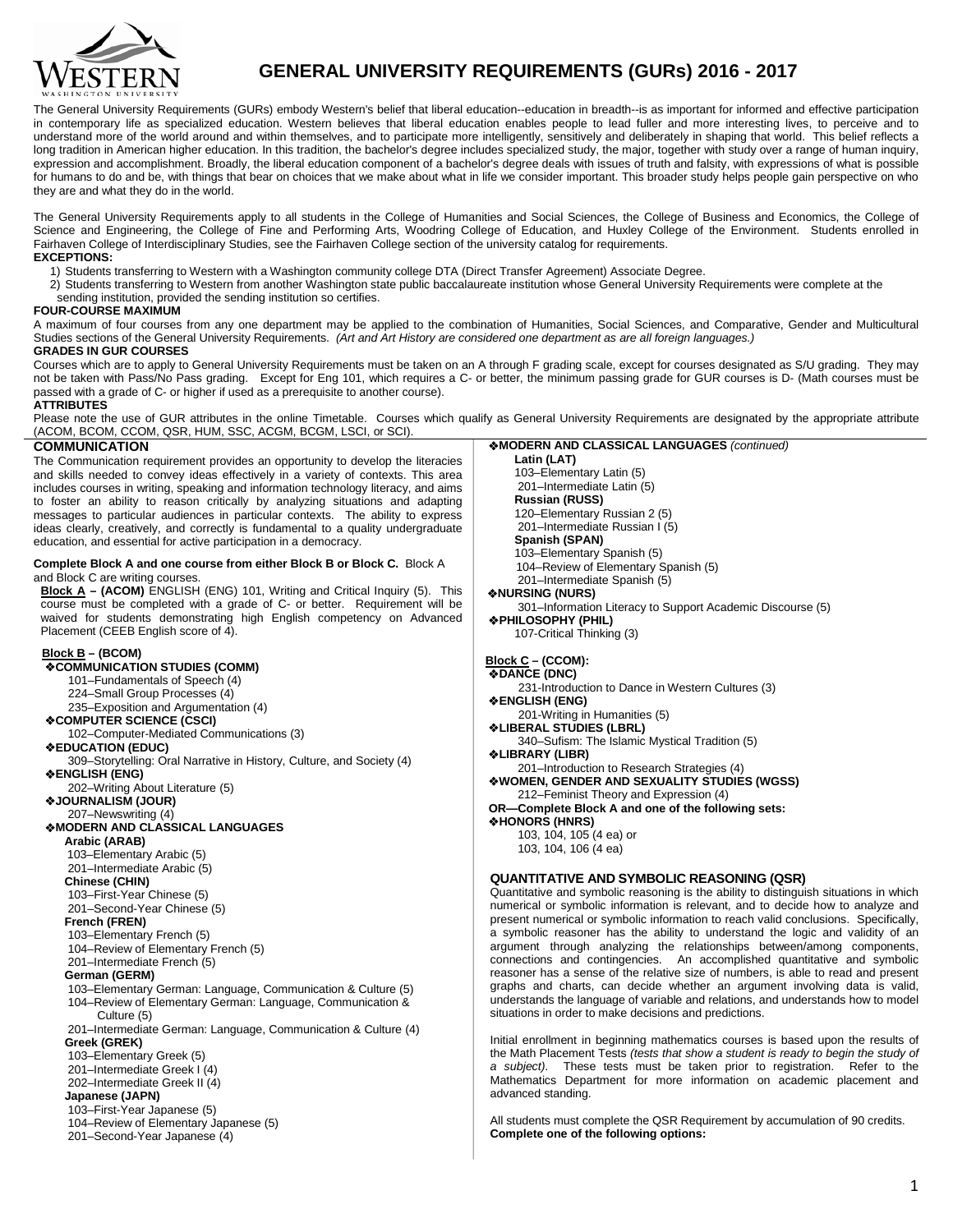# GENERAL UNIVERSITY REQUIREMENTS (GURs) 2016 - 2017

The General University Requirements (GURs) embody Western's belief that liberal education--education in breadth--is as important for informed and effective participation in contemporary life as specialized education. Western believes that liberal education enables people to lead fuller and more interesting lives, to perceive and to understand more of the world around and within themselves, and to participate more intelligently, sensitively and deliberately in shaping that world. This belief reflects a long tradition in American higher education. In this tradition, the bachelor's degree includes specialized study, the major, together with study over a range of human inquiry, expression and accomplishment. Broadly, the liberal education component of a bachelor's degree deals with issues of truth and falsity, with expressions of what is possible for humans to do and be, with things that bear on choices that we make about what in life we consider important. This broader study helps people gain perspective on who they are and what they do in the world.

The General University Requirements apply to all students in the College of Humanities and Social Sciences, the College of Business and Economics, the College of Science and Engineering, the College of Fine and Performing Arts, Woodring College of Education, and Huxley College of the Environment. Students enrolled in Fairhaven College of Interdisciplinary Studies, see the Fairhaven College section of the university catalog for requirements.

**EXCEPTIONS:**

1) Students transferring to Western with a Washington community college DTA (Direct Transfer Agreement) Associate Degree.
2) Students transferring to Western from another Washington state public baccalaureate institution whose General University Requirements were complete at the sending institution, provided the sending institution so certifies.

**FOUR-COURSE MAXIMUM**

A maximum of four courses from any one department may be applied to the combination of Humanities, Social Sciences, and Comparative, Gender and Multicultural Studies sections of the General University Requirements. *(Art and Art History are considered one department as are all foreign languages.)*

**GRADES IN GUR COURSES**

Courses which are to apply to General University Requirements must be taken on an A through F grading scale, except for courses designated as S/U grading. They may not be taken with Pass/No Pass grading. Except for Eng 101, which requires a C- or better, the minimum passing grade for GUR courses is D- (Math courses must be passed with a grade of C- or higher if used as a prerequisite to another course).

**ATTRIBUTES**

Please note the use of GUR attributes in the online Timetable. Courses which qualify as General University Requirements are designated by the appropriate attribute (ACOM, BCOM, CCOM, QSR, HUM, SSC, ACGM, BCGM, LSCI, or SCI).

## COMMUNICATION

The Communication requirement provides an opportunity to develop the literacies and skills needed to convey ideas effectively in a variety of contexts. This area includes courses in writing, speaking and information technology literacy, and aims to foster an ability to reason critically by analyzing situations and adapting messages to particular audiences in particular contexts. The ability to express ideas clearly, creatively, and correctly is fundamental to a quality undergraduate education, and essential for active participation in a democracy.

**Complete Block A and one course from either Block B or Block C.** Block A and Block C are writing courses.

**Block A – (ACOM)** ENGLISH (ENG) 101, Writing and Critical Inquiry (5). This course must be completed with a grade of C- or better. Requirement will be waived for students demonstrating high English competency on Advanced Placement (CEEB English score of 4).

**Block B – (BCOM)**

❖**COMMUNICATION STUDIES (COMM)**
- 101–Fundamentals of Speech (4)
- 224–Small Group Processes (4)
- 235–Exposition and Argumentation (4)

❖**COMPUTER SCIENCE (CSCI)**
- 102–Computer-Mediated Communications (3)

❖**EDUCATION (EDUC)**
- 309–Storytelling: Oral Narrative in History, Culture, and Society (4)

❖**ENGLISH (ENG)**
- 202–Writing About Literature (5)

❖**JOURNALISM (JOUR)**
- 207–Newswriting (4)

❖**MODERN AND CLASSICAL LANGUAGES**

**Arabic (ARAB)**
- 103–Elementary Arabic (5)
- 201–Intermediate Arabic (5)

**Chinese (CHIN)**
- 103–First-Year Chinese (5)
- 201–Second-Year Chinese (5)

**French (FREN)**
- 103–Elementary French (5)
- 104–Review of Elementary French (5)
- 201–Intermediate French (5)

**German (GERM)**
- 103–Elementary German: Language, Communication & Culture (5)
- 104–Review of Elementary German: Language, Communication & Culture (5)
- 201–Intermediate German: Language, Communication & Culture (4)

**Greek (GREK)**
- 103–Elementary Greek (5)
- 201–Intermediate Greek I (4)
- 202–Intermediate Greek II (4)

**Japanese (JAPN)**
- 103–First-Year Japanese (5)
- 104–Review of Elementary Japanese (5)
- 201–Second-Year Japanese (4)

❖**MODERN AND CLASSICAL LANGUAGES** *(continued)*

**Latin (LAT)**
- 103–Elementary Latin (5)
- 201–Intermediate Latin (5)

**Russian (RUSS)**
- 120–Elementary Russian 2 (5)
- 201–Intermediate Russian I (5)

**Spanish (SPAN)**
- 103–Elementary Spanish (5)
- 104–Review of Elementary Spanish (5)
- 201–Intermediate Spanish (5)

❖**NURSING (NURS)**
- 301–Information Literacy to Support Academic Discourse (5)

❖**PHILOSOPHY (PHIL)**
- 107-Critical Thinking (3)

**Block C – (CCOM):**

❖**DANCE (DNC)**
- 231-Introduction to Dance in Western Cultures (3)

❖**ENGLISH (ENG)**
- 201-Writing in Humanities (5)

❖**LIBERAL STUDIES (LBRL)**
- 340–Sufism: The Islamic Mystical Tradition (5)

❖**LIBRARY (LIBR)**
- 201–Introduction to Research Strategies (4)

❖**WOMEN, GENDER AND SEXUALITY STUDIES (WGSS)**
- 212–Feminist Theory and Expression (4)

**OR—Complete Block A and one of the following sets:**

❖**HONORS (HNRS)**
- 103, 104, 105 (4 ea) or
- 103, 104, 106 (4 ea)

## QUANTITATIVE AND SYMBOLIC REASONING (QSR)

Quantitative and symbolic reasoning is the ability to distinguish situations in which numerical or symbolic information is relevant, and to decide how to analyze and present numerical or symbolic information to reach valid conclusions. Specifically, a symbolic reasoner has the ability to understand the logic and validity of an argument through analyzing the relationships between/among components, connections and contingencies. An accomplished quantitative and symbolic reasoner has a sense of the relative size of numbers, is able to read and present graphs and charts, can decide whether an argument involving data is valid, understands the language of variable and relations, and understands how to model situations in order to make decisions and predictions.

Initial enrollment in beginning mathematics courses is based upon the results of the Math Placement Tests *(tests that show a student is ready to begin the study of a subject).* These tests must be taken prior to registration. Refer to the Mathematics Department for more information on academic placement and advanced standing.

All students must complete the QSR Requirement by accumulation of 90 credits.
**Complete one of the following options:**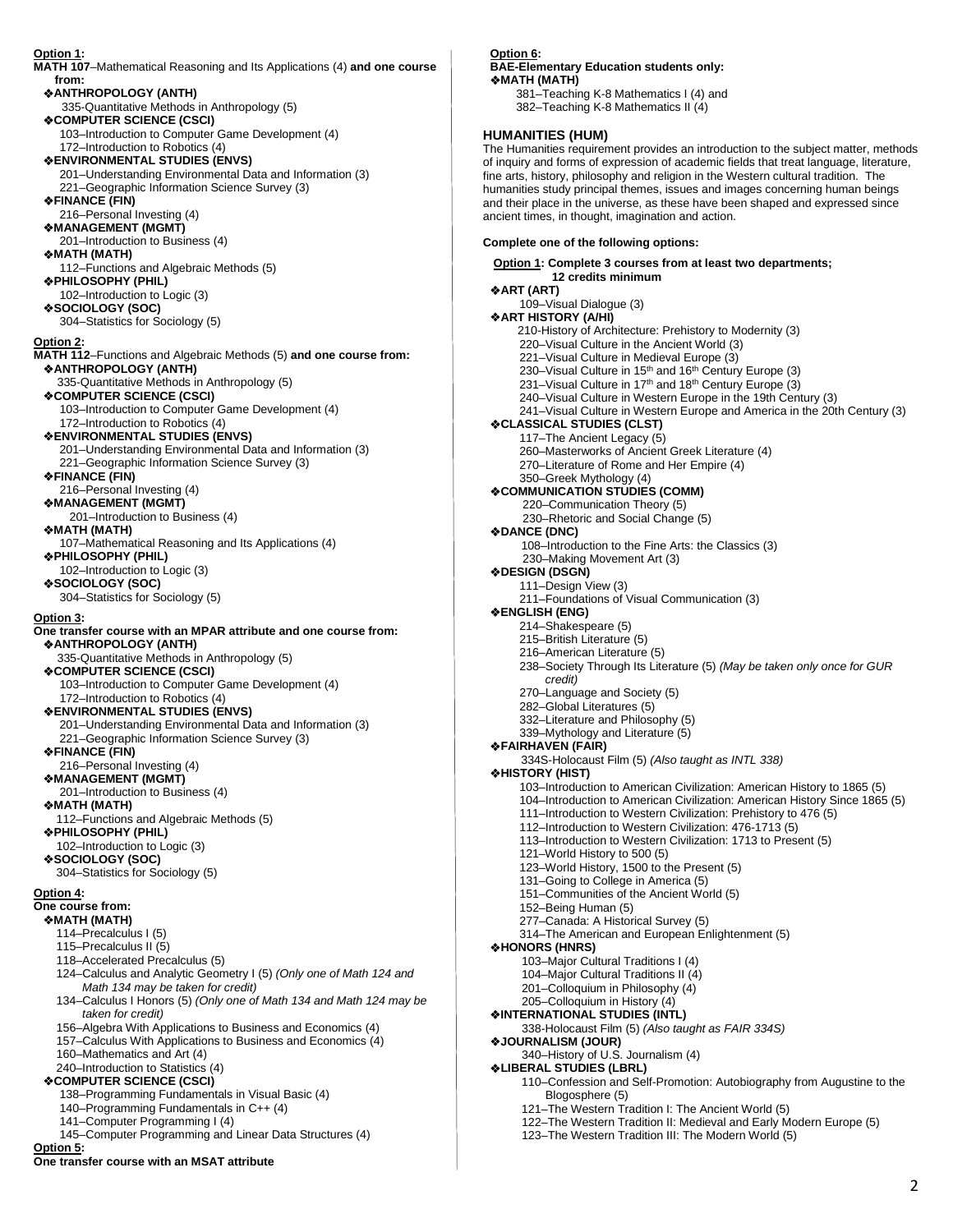**Option 1:**

**MATH 107**–Mathematical Reasoning and Its Applications (4) **and one course from:**

❖**ANTHROPOLOGY (ANTH)**
- 335-Quantitative Methods in Anthropology (5)

❖**COMPUTER SCIENCE (CSCI)**
- 103–Introduction to Computer Game Development (4)
- 172–Introduction to Robotics (4)

❖**ENVIRONMENTAL STUDIES (ENVS)**
- 201–Understanding Environmental Data and Information (3)
- 221–Geographic Information Science Survey (3)

❖**FINANCE (FIN)**
- 216–Personal Investing (4)

❖**MANAGEMENT (MGMT)**
- 201–Introduction to Business (4)

❖**MATH (MATH)**
- 112–Functions and Algebraic Methods (5)

❖**PHILOSOPHY (PHIL)**
- 102–Introduction to Logic (3)

❖**SOCIOLOGY (SOC)**
- 304–Statistics for Sociology (5)

**Option 2:**

**MATH 112**–Functions and Algebraic Methods (5) **and one course from:**

❖**ANTHROPOLOGY (ANTH)**
- 335-Quantitative Methods in Anthropology (5)

❖**COMPUTER SCIENCE (CSCI)**
- 103–Introduction to Computer Game Development (4)
- 172–Introduction to Robotics (4)

❖**ENVIRONMENTAL STUDIES (ENVS)**
- 201–Understanding Environmental Data and Information (3)
- 221–Geographic Information Science Survey (3)

❖**FINANCE (FIN)**
- 216–Personal Investing (4)

❖**MANAGEMENT (MGMT)**
- 201–Introduction to Business (4)

❖**MATH (MATH)**
- 107–Mathematical Reasoning and Its Applications (4)

❖**PHILOSOPHY (PHIL)**
- 102–Introduction to Logic (3)

❖**SOCIOLOGY (SOC)**
- 304–Statistics for Sociology (5)

**Option 3:**

**One transfer course with an MPAR attribute and one course from:**

❖**ANTHROPOLOGY (ANTH)**
- 335-Quantitative Methods in Anthropology (5)

❖**COMPUTER SCIENCE (CSCI)**
- 103–Introduction to Computer Game Development (4)
- 172–Introduction to Robotics (4)

❖**ENVIRONMENTAL STUDIES (ENVS)**
- 201–Understanding Environmental Data and Information (3)
- 221–Geographic Information Science Survey (3)

❖**FINANCE (FIN)**
- 216–Personal Investing (4)

❖**MANAGEMENT (MGMT)**
- 201–Introduction to Business (4)

❖**MATH (MATH)**
- 112–Functions and Algebraic Methods (5)

❖**PHILOSOPHY (PHIL)**
- 102–Introduction to Logic (3)

❖**SOCIOLOGY (SOC)**
- 304–Statistics for Sociology (5)

**Option 4:**

**One course from:**

❖**MATH (MATH)**
- 114–Precalculus I (5)
- 115–Precalculus II (5)
- 118–Accelerated Precalculus (5)
- 124–Calculus and Analytic Geometry I (5) *(Only one of Math 124 and Math 134 may be taken for credit)*
- 134–Calculus I Honors (5) *(Only one of Math 134 and Math 124 may be taken for credit)*
- 156–Algebra With Applications to Business and Economics (4)
- 157–Calculus With Applications to Business and Economics (4)
- 160–Mathematics and Art (4)
- 240–Introduction to Statistics (4)

❖**COMPUTER SCIENCE (CSCI)**
- 138–Programming Fundamentals in Visual Basic (4)
- 140–Programming Fundamentals in C++ (4)
- 141–Computer Programming I (4)
- 145–Computer Programming and Linear Data Structures (4)

**Option 5:**

**One transfer course with an MSAT attribute**

**Option 6:**

**BAE-Elementary Education students only:**

❖**MATH (MATH)**
- 381–Teaching K-8 Mathematics I (4) and
- 382–Teaching K-8 Mathematics II (4)

## HUMANITIES (HUM)

The Humanities requirement provides an introduction to the subject matter, methods of inquiry and forms of expression of academic fields that treat language, literature, fine arts, history, philosophy and religion in the Western cultural tradition. The humanities study principal themes, issues and images concerning human beings and their place in the universe, as these have been shaped and expressed since ancient times, in thought, imagination and action.

**Complete one of the following options:**

**Option 1: Complete 3 courses from at least two departments; 12 credits minimum**

❖**ART (ART)**
- 109–Visual Dialogue (3)

❖**ART HISTORY (A/HI)**
- 210-History of Architecture: Prehistory to Modernity (3)
- 220–Visual Culture in the Ancient World (3)
- 221–Visual Culture in Medieval Europe (3)
- 230–Visual Culture in 15th and 16th Century Europe (3)
- 231–Visual Culture in 17th and 18th Century Europe (3)
- 240–Visual Culture in Western Europe in the 19th Century (3)
- 241–Visual Culture in Western Europe and America in the 20th Century (3)

❖**CLASSICAL STUDIES (CLST)**
- 117–The Ancient Legacy (5)
- 260–Masterworks of Ancient Greek Literature (4)
- 270–Literature of Rome and Her Empire (4)
- 350–Greek Mythology (4)

❖**COMMUNICATION STUDIES (COMM)**
- 220–Communication Theory (5)
- 230–Rhetoric and Social Change (5)

❖**DANCE (DNC)**
- 108–Introduction to the Fine Arts: the Classics (3)
- 230–Making Movement Art (3)

❖**DESIGN (DSGN)**
- 111–Design View (3)
- 211–Foundations of Visual Communication (3)

❖**ENGLISH (ENG)**
- 214–Shakespeare (5)
- 215–British Literature (5)
- 216–American Literature (5)
- 238–Society Through Its Literature (5) *(May be taken only once for GUR credit)*
- 270–Language and Society (5)
- 282–Global Literatures (5)
- 332–Literature and Philosophy (5)
- 339–Mythology and Literature (5)

❖**FAIRHAVEN (FAIR)**
- 334S-Holocaust Film (5) *(Also taught as INTL 338)*

❖**HISTORY (HIST)**
- 103–Introduction to American Civilization: American History to 1865 (5)
- 104–Introduction to American Civilization: American History Since 1865 (5)
- 111–Introduction to Western Civilization: Prehistory to 476 (5)
- 112–Introduction to Western Civilization: 476-1713 (5)
- 113–Introduction to Western Civilization: 1713 to Present (5)
- 121–World History to 500 (5)
- 123–World History, 1500 to the Present (5)
- 131–Going to College in America (5)
- 151–Communities of the Ancient World (5)
- 152–Being Human (5)
- 277–Canada: A Historical Survey (5)
- 314–The American and European Enlightenment (5)

❖**HONORS (HNRS)**
- 103–Major Cultural Traditions I (4)
- 104–Major Cultural Traditions II (4)
- 201–Colloquium in Philosophy (4)
- 205–Colloquium in History (4)

❖**INTERNATIONAL STUDIES (INTL)**
- 338-Holocaust Film (5) *(Also taught as FAIR 334S)*

❖**JOURNALISM (JOUR)**
- 340–History of U.S. Journalism (4)

❖**LIBERAL STUDIES (LBRL)**
- 110–Confession and Self-Promotion: Autobiography from Augustine to the Blogosphere (5)
- 121–The Western Tradition I: The Ancient World (5)
- 122–The Western Tradition II: Medieval and Early Modern Europe (5)
- 123–The Western Tradition III: The Modern World (5)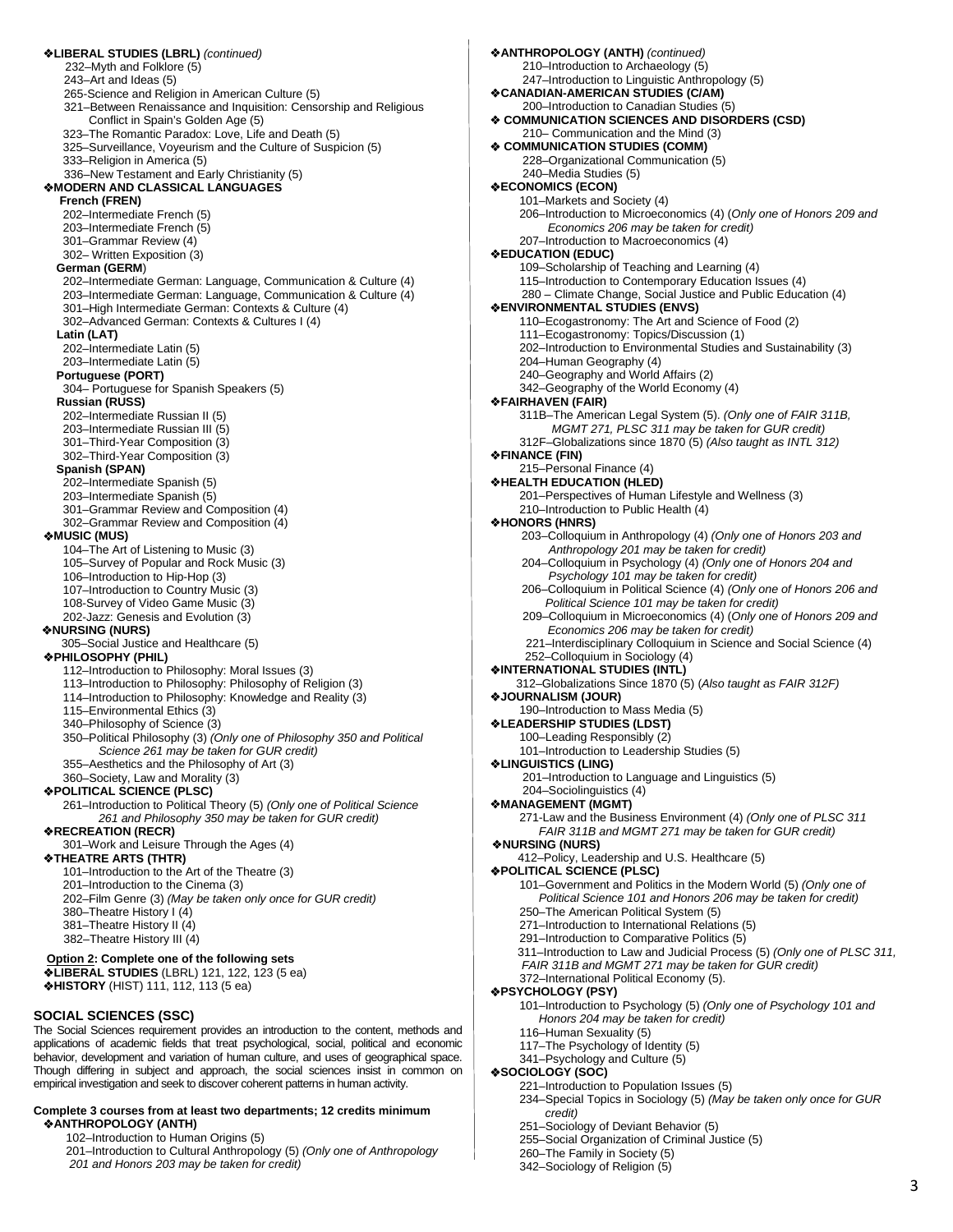❖**LIBERAL STUDIES (LBRL)** *(continued)*

232–Myth and Folklore (5)
243–Art and Ideas (5)
265-Science and Religion in American Culture (5)
321–Between Renaissance and Inquisition: Censorship and Religious Conflict in Spain's Golden Age (5)
323–The Romantic Paradox: Love, Life and Death (5)
325–Surveillance, Voyeurism and the Culture of Suspicion (5)
333–Religion in America (5)
336–New Testament and Early Christianity (5)

❖**MODERN AND CLASSICAL LANGUAGES**

**French (FREN)**
202–Intermediate French (5)
203–Intermediate French (5)
301–Grammar Review (4)
302– Written Exposition (3)

**German (GERM)**
202–Intermediate German: Language, Communication & Culture (4)
203–Intermediate German: Language, Communication & Culture (4)
301–High Intermediate German: Contexts & Culture (4)
302–Advanced German: Contexts & Cultures I (4)

**Latin (LAT)**
202–Intermediate Latin (5)
203–Intermediate Latin (5)

**Portuguese (PORT)**
304– Portuguese for Spanish Speakers (5)

**Russian (RUSS)**
202–Intermediate Russian II (5)
203–Intermediate Russian III (5)
301–Third-Year Composition (3)
302–Third-Year Composition (3)

**Spanish (SPAN)**
202–Intermediate Spanish (5)
203–Intermediate Spanish (5)
301–Grammar Review and Composition (4)
302–Grammar Review and Composition (4)

❖**MUSIC (MUS)**
104–The Art of Listening to Music (3)
105–Survey of Popular and Rock Music (3)
106–Introduction to Hip-Hop (3)
107–Introduction to Country Music (3)
108-Survey of Video Game Music (3)
202-Jazz: Genesis and Evolution (3)

❖**NURSING (NURS)**
305–Social Justice and Healthcare (5)

❖**PHILOSOPHY (PHIL)**
112–Introduction to Philosophy: Moral Issues (3)
113–Introduction to Philosophy: Philosophy of Religion (3)
114–Introduction to Philosophy: Knowledge and Reality (3)
115–Environmental Ethics (3)
340–Philosophy of Science (3)
350–Political Philosophy (3) *(Only one of Philosophy 350 and Political Science 261 may be taken for GUR credit)*
355–Aesthetics and the Philosophy of Art (3)
360–Society, Law and Morality (3)

❖**POLITICAL SCIENCE (PLSC)**
261–Introduction to Political Theory (5) *(Only one of Political Science 261 and Philosophy 350 may be taken for GUR credit)*

❖**RECREATION (RECR)**
301–Work and Leisure Through the Ages (4)

❖**THEATRE ARTS (THTR)**
101–Introduction to the Art of the Theatre (3)
201–Introduction to the Cinema (3)
202–Film Genre (3) *(May be taken only once for GUR credit)*
380–Theatre History I (4)
381–Theatre History II (4)
382–Theatre History III (4)

**Option 2: Complete one of the following sets**
❖**LIBERAL STUDIES** (LBRL) 121, 122, 123 (5 ea)
❖**HISTORY** (HIST) 111, 112, 113 (5 ea)

## SOCIAL SCIENCES (SSC)

The Social Sciences requirement provides an introduction to the content, methods and applications of academic fields that treat psychological, social, political and economic behavior, development and variation of human culture, and uses of geographical space. Though differing in subject and approach, the social sciences insist in common on empirical investigation and seek to discover coherent patterns in human activity.

**Complete 3 courses from at least two departments; 12 credits minimum**

❖**ANTHROPOLOGY (ANTH)**
102–Introduction to Human Origins (5)
201–Introduction to Cultural Anthropology (5) *(Only one of Anthropology 201 and Honors 203 may be taken for credit)*

❖**ANTHROPOLOGY (ANTH)** *(continued)*
210–Introduction to Archaeology (5)
247–Introduction to Linguistic Anthropology (5)

❖**CANADIAN-AMERICAN STUDIES (C/AM)**
200–Introduction to Canadian Studies (5)

❖ **COMMUNICATION SCIENCES AND DISORDERS (CSD)**
210– Communication and the Mind (3)

❖ **COMMUNICATION STUDIES (COMM)**
228–Organizational Communication (5)
240–Media Studies (5)

❖**ECONOMICS (ECON)**
101–Markets and Society (4)
206–Introduction to Microeconomics (4) (*Only one of Honors 209 and Economics 206 may be taken for credit)*
207–Introduction to Macroeconomics (4)

❖**EDUCATION (EDUC)**
109–Scholarship of Teaching and Learning (4)
115–Introduction to Contemporary Education Issues (4)
280 – Climate Change, Social Justice and Public Education (4)

❖**ENVIRONMENTAL STUDIES (ENVS)**
110–Ecogastronomy: The Art and Science of Food (2)
111–Ecogastronomy: Topics/Discussion (1)
202–Introduction to Environmental Studies and Sustainability (3)
204–Human Geography (4)
240–Geography and World Affairs (2)
342–Geography of the World Economy (4)

❖**FAIRHAVEN (FAIR)**
311B–The American Legal System (5). *(Only one of FAIR 311B, MGMT 271, PLSC 311 may be taken for GUR credit)*
312F–Globalizations since 1870 (5) *(Also taught as INTL 312)*

❖**FINANCE (FIN)**
215–Personal Finance (4)

❖**HEALTH EDUCATION (HLED)**
201–Perspectives of Human Lifestyle and Wellness (3)
210–Introduction to Public Health (4)

❖**HONORS (HNRS)**
203–Colloquium in Anthropology (4) *(Only one of Honors 203 and Anthropology 201 may be taken for credit)*
204–Colloquium in Psychology (4) *(Only one of Honors 204 and Psychology 101 may be taken for credit)*
206–Colloquium in Political Science (4) *(Only one of Honors 206 and Political Science 101 may be taken for credit)*
209–Colloquium in Microeconomics (4) (*Only one of Honors 209 and Economics 206 may be taken for credit)*
221–Interdisciplinary Colloquium in Science and Social Science (4)
252–Colloquium in Sociology (4)

❖**INTERNATIONAL STUDIES (INTL)**
312–Globalizations Since 1870 (5) (*Also taught as FAIR 312F)*

❖**JOURNALISM (JOUR)**
190–Introduction to Mass Media (5)

❖**LEADERSHIP STUDIES (LDST)**
100–Leading Responsibly (2)
101–Introduction to Leadership Studies (5)

❖**LINGUISTICS (LING)**
201–Introduction to Language and Linguistics (5)
204–Sociolinguistics (4)

❖**MANAGEMENT (MGMT)**
271-Law and the Business Environment (4) *(Only one of PLSC 311 FAIR 311B and MGMT 271 may be taken for GUR credit)*

❖**NURSING (NURS)**
412–Policy, Leadership and U.S. Healthcare (5)

❖**POLITICAL SCIENCE (PLSC)**
101–Government and Politics in the Modern World (5) *(Only one of Political Science 101 and Honors 206 may be taken for credit)*
250–The American Political System (5)
271–Introduction to International Relations (5)
291–Introduction to Comparative Politics (5)
311–Introduction to Law and Judicial Process (5) *(Only one of PLSC 311, FAIR 311B and MGMT 271 may be taken for GUR credit)*
372–International Political Economy (5).

❖**PSYCHOLOGY (PSY)**
101–Introduction to Psychology (5) *(Only one of Psychology 101 and Honors 204 may be taken for credit)*
116–Human Sexuality (5)
117–The Psychology of Identity (5)
341–Psychology and Culture (5)

❖**SOCIOLOGY (SOC)**
221–Introduction to Population Issues (5)
234–Special Topics in Sociology (5) *(May be taken only once for GUR credit)*
251–Sociology of Deviant Behavior (5)
255–Social Organization of Criminal Justice (5)
260–The Family in Society (5)
342–Sociology of Religion (5)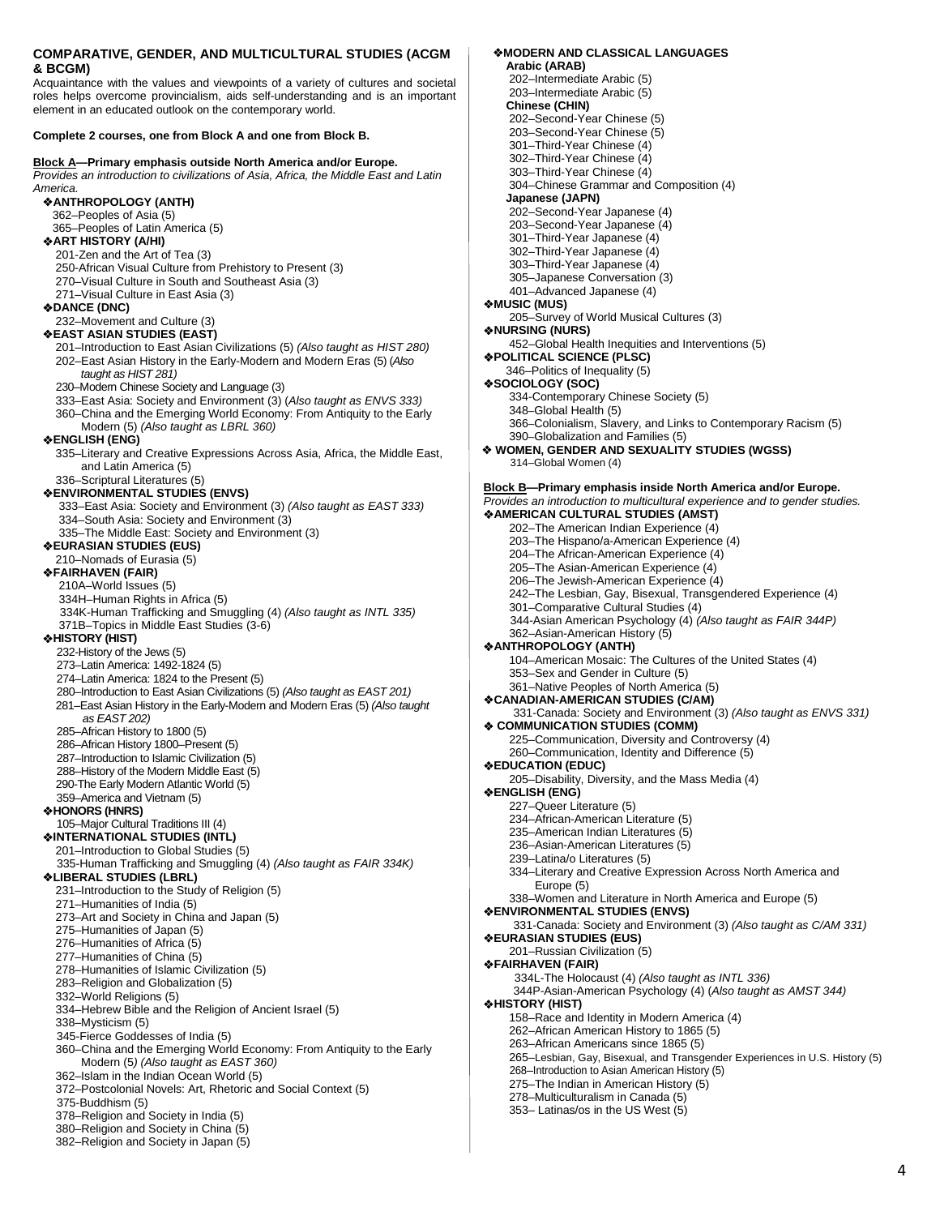## COMPARATIVE, GENDER, AND MULTICULTURAL STUDIES (ACGM & BCGM)

Acquaintance with the values and viewpoints of a variety of cultures and societal roles helps overcome provincialism, aids self-understanding and is an important element in an educated outlook on the contemporary world.

**Complete 2 courses, one from Block A and one from Block B.**

**Block A—Primary emphasis outside North America and/or Europe.**
*Provides an introduction to civilizations of Asia, Africa, the Middle East and Latin America.*

❖**ANTHROPOLOGY (ANTH)**
- 362–Peoples of Asia (5)
- 365–Peoples of Latin America (5)

❖**ART HISTORY (A/HI)**
- 201-Zen and the Art of Tea (3)
- 250-African Visual Culture from Prehistory to Present (3)
- 270–Visual Culture in South and Southeast Asia (3)
- 271–Visual Culture in East Asia (3)

❖**DANCE (DNC)**
- 232–Movement and Culture (3)

❖**EAST ASIAN STUDIES (EAST)**
- 201–Introduction to East Asian Civilizations (5) *(Also taught as HIST 280)*
- 202–East Asian History in the Early-Modern and Modern Eras (5) (*Also taught as HIST 281)*
- 230–Modern Chinese Society and Language (3)
- 333–East Asia: Society and Environment (3) (*Also taught as ENVS 333)*
- 360–China and the Emerging World Economy: From Antiquity to the Early Modern (5) *(Also taught as LBRL 360)*

❖**ENGLISH (ENG)**
- 335–Literary and Creative Expressions Across Asia, Africa, the Middle East, and Latin America (5)
- 336–Scriptural Literatures (5)

❖**ENVIRONMENTAL STUDIES (ENVS)**
- 333–East Asia: Society and Environment (3) *(Also taught as EAST 333)*
- 334–South Asia: Society and Environment (3)
- 335–The Middle East: Society and Environment (3)

❖**EURASIAN STUDIES (EUS)**
- 210–Nomads of Eurasia (5)

❖**FAIRHAVEN (FAIR)**
- 210A–World Issues (5)
- 334H–Human Rights in Africa (5)
- 334K-Human Trafficking and Smuggling (4) *(Also taught as INTL 335)*
- 371B–Topics in Middle East Studies (3-6)

❖**HISTORY (HIST)**
- 232-History of the Jews (5)
- 273–Latin America: 1492-1824 (5)
- 274–Latin America: 1824 to the Present (5)
- 280–Introduction to East Asian Civilizations (5) *(Also taught as EAST 201)*
- 281–East Asian History in the Early-Modern and Modern Eras (5) *(Also taught as EAST 202)*
- 285–African History to 1800 (5)
- 286–African History 1800–Present (5)
- 287–Introduction to Islamic Civilization (5)
- 288–History of the Modern Middle East (5)
- 290-The Early Modern Atlantic World (5)
- 359–America and Vietnam (5)

❖**HONORS (HNRS)**
- 105–Major Cultural Traditions III (4)

❖**INTERNATIONAL STUDIES (INTL)**
- 201–Introduction to Global Studies (5)
- 335–Human Trafficking and Smuggling (4) *(Also taught as FAIR 334K)*

❖**LIBERAL STUDIES (LBRL)**
- 231–Introduction to the Study of Religion (5)
- 271–Humanities of India (5)
- 273–Art and Society in China and Japan (5)
- 275–Humanities of Japan (5)
- 276–Humanities of Africa (5)
- 277–Humanities of China (5)
- 278–Humanities of Islamic Civilization (5)
- 283–Religion and Globalization (5)
- 332–World Religions (5)
- 334–Hebrew Bible and the Religion of Ancient Israel (5)
- 338–Mysticism (5)
- 345-Fierce Goddesses of India (5)
- 360–China and the Emerging World Economy: From Antiquity to the Early Modern (5) *(Also taught as EAST 360)*
- 362–Islam in the Indian Ocean World (5)
- 372–Postcolonial Novels: Art, Rhetoric and Social Context (5)
- 375-Buddhism (5)
- 378–Religion and Society in India (5)
- 380–Religion and Society in China (5)
- 382–Religion and Society in Japan (5)

❖**MODERN AND CLASSICAL LANGUAGES**

**Arabic (ARAB)**
- 202–Intermediate Arabic (5)
- 203–Intermediate Arabic (5)

**Chinese (CHIN)**
- 202–Second-Year Chinese (5)
- 203–Second-Year Chinese (5)
- 301–Third-Year Chinese (4)
- 302–Third-Year Chinese (4)
- 303–Third-Year Chinese (4)
- 304–Chinese Grammar and Composition (4)

**Japanese (JAPN)**
- 202–Second-Year Japanese (4)
- 203–Second-Year Japanese (4)
- 301–Third-Year Japanese (4)
- 302–Third-Year Japanese (4)
- 303–Third-Year Japanese (4)
- 305–Japanese Conversation (3)
- 401–Advanced Japanese (4)

❖**MUSIC (MUS)**
- 205–Survey of World Musical Cultures (3)

❖**NURSING (NURS)**
- 452–Global Health Inequities and Interventions (5)

❖**POLITICAL SCIENCE (PLSC)**
- 346–Politics of Inequality (5)

❖**SOCIOLOGY (SOC)**
- 334-Contemporary Chinese Society (5)
- 348–Global Health (5)
- 366–Colonialism, Slavery, and Links to Contemporary Racism (5)
- 390–Globalization and Families (5)

❖ **WOMEN, GENDER AND SEXUALITY STUDIES (WGSS)**
- 314–Global Women (4)

**Block B—Primary emphasis inside North America and/or Europe.**
*Provides an introduction to multicultural experience and to gender studies.*

❖**AMERICAN CULTURAL STUDIES (AMST)**
- 202–The American Indian Experience (4)
- 203–The Hispano/a-American Experience (4)
- 204–The African-American Experience (4)
- 205–The Asian-American Experience (4)
- 206–The Jewish-American Experience (4)
- 242–The Lesbian, Gay, Bisexual, Transgendered Experience (4)
- 301–Comparative Cultural Studies (4)
- 344-Asian American Psychology (4) *(Also taught as FAIR 344P)*
- 362–Asian-American History (5)

❖**ANTHROPOLOGY (ANTH)**
- 104–American Mosaic: The Cultures of the United States (4)
- 353–Sex and Gender in Culture (5)
- 361–Native Peoples of North America (5)

❖**CANADIAN-AMERICAN STUDIES (C/AM)**
- 331-Canada: Society and Environment (3) *(Also taught as ENVS 331)*

❖ **COMMUNICATION STUDIES (COMM)**
- 225–Communication, Diversity and Controversy (4)
- 260–Communication, Identity and Difference (5)

❖**EDUCATION (EDUC)**
- 205–Disability, Diversity, and the Mass Media (4)

❖**ENGLISH (ENG)**
- 227–Queer Literature (5)
- 234–African-American Literature (5)
- 235–American Indian Literatures (5)
- 236–Asian-American Literatures (5)
- 239–Latina/o Literatures (5)
- 334–Literary and Creative Expression Across North America and Europe (5)
- 338–Women and Literature in North America and Europe (5)

❖**ENVIRONMENTAL STUDIES (ENVS)**
- 331-Canada: Society and Environment (3) *(Also taught as C/AM 331)*

❖**EURASIAN STUDIES (EUS)**
- 201–Russian Civilization (5)

❖**FAIRHAVEN (FAIR)**
- 334L-The Holocaust (4) *(Also taught as INTL 336)*
- 344P-Asian-American Psychology (4) (*Also taught as AMST 344)*

❖**HISTORY (HIST)**
- 158–Race and Identity in Modern America (4)
- 262–African American History to 1865 (5)
- 263–African Americans since 1865 (5)
- 265–Lesbian, Gay, Bisexual, and Transgender Experiences in U.S. History (5)
- 268–Introduction to Asian American History (5)
- 275–The Indian in American History (5)
- 278–Multiculturalism in Canada (5)
- 353– Latinas/os in the US West (5)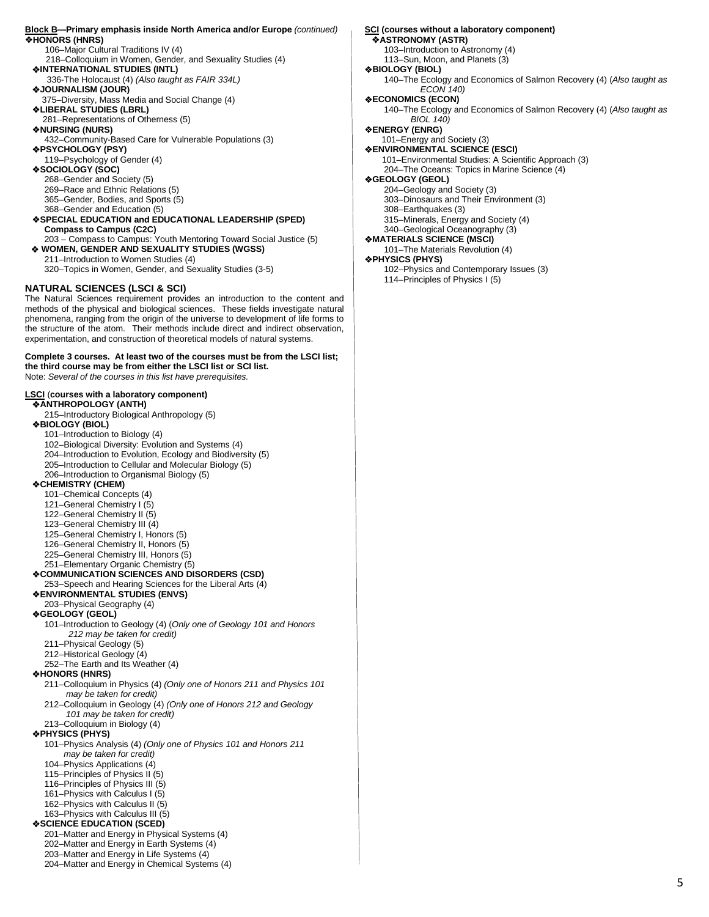**Block B—Primary emphasis inside North America and/or Europe** *(continued)*

❖**HONORS (HNRS)**
- 106–Major Cultural Traditions IV (4)
- 218–Colloquium in Women, Gender, and Sexuality Studies (4)

❖**INTERNATIONAL STUDIES (INTL)**
- 336-The Holocaust (4) *(Also taught as FAIR 334L)*

❖**JOURNALISM (JOUR)**
- 375–Diversity, Mass Media and Social Change (4)

❖**LIBERAL STUDIES (LBRL)**
- 281–Representations of Otherness (5)

❖**NURSING (NURS)**
- 432–Community-Based Care for Vulnerable Populations (3)

❖**PSYCHOLOGY (PSY)**
- 119–Psychology of Gender (4)

❖**SOCIOLOGY (SOC)**
- 268–Gender and Society (5)
- 269–Race and Ethnic Relations (5)
- 365–Gender, Bodies, and Sports (5)
- 368–Gender and Education (5)

❖**SPECIAL EDUCATION and EDUCATIONAL LEADERSHIP (SPED) Compass to Campus (C2C)**
- 203 – Compass to Campus: Youth Mentoring Toward Social Justice (5)

❖ **WOMEN, GENDER AND SEXUALITY STUDIES (WGSS)**
- 211–Introduction to Women Studies (4)
- 320–Topics in Women, Gender, and Sexuality Studies (3-5)

## NATURAL SCIENCES (LSCI & SCI)

The Natural Sciences requirement provides an introduction to the content and methods of the physical and biological sciences. These fields investigate natural phenomena, ranging from the origin of the universe to development of life forms to the structure of the atom. Their methods include direct and indirect observation, experimentation, and construction of theoretical models of natural systems.

**Complete 3 courses. At least two of the courses must be from the LSCI list; the third course may be from either the LSCI list or SCI list.**
Note: *Several of the courses in this list have prerequisites.*

**LSCI (courses with a laboratory component)**

❖**ANTHROPOLOGY (ANTH)**
- 215–Introductory Biological Anthropology (5)

❖**BIOLOGY (BIOL)**
- 101–Introduction to Biology (4)
- 102–Biological Diversity: Evolution and Systems (4)
- 204–Introduction to Evolution, Ecology and Biodiversity (5)
- 205–Introduction to Cellular and Molecular Biology (5)
- 206–Introduction to Organismal Biology (5)

❖**CHEMISTRY (CHEM)**
- 101–Chemical Concepts (4)
- 121–General Chemistry I (5)
- 122–General Chemistry II (5)
- 123–General Chemistry III (4)
- 125–General Chemistry I, Honors (5)
- 126–General Chemistry II, Honors (5)
- 225–General Chemistry III, Honors (5)
- 251–Elementary Organic Chemistry (5)

❖**COMMUNICATION SCIENCES AND DISORDERS (CSD)**
- 253–Speech and Hearing Sciences for the Liberal Arts (4)

❖**ENVIRONMENTAL STUDIES (ENVS)**
- 203–Physical Geography (4)

❖**GEOLOGY (GEOL)**
- 101–Introduction to Geology (4) (*Only one of Geology 101 and Honors 212 may be taken for credit)*
- 211–Physical Geology (5)
- 212–Historical Geology (4)
- 252–The Earth and Its Weather (4)

❖**HONORS (HNRS)**
- 211–Colloquium in Physics (4) *(Only one of Honors 211 and Physics 101 may be taken for credit)*
- 212–Colloquium in Geology (4) *(Only one of Honors 212 and Geology 101 may be taken for credit)*
- 213–Colloquium in Biology (4)

❖**PHYSICS (PHYS)**
- 101–Physics Analysis (4) *(Only one of Physics 101 and Honors 211 may be taken for credit)*
- 104–Physics Applications (4)
- 115–Principles of Physics II (5)
- 116–Principles of Physics III (5)
- 161–Physics with Calculus I (5)
- 162–Physics with Calculus II (5)
- 163–Physics with Calculus III (5)

❖**SCIENCE EDUCATION (SCED)**
- 201–Matter and Energy in Physical Systems (4)
- 202–Matter and Energy in Earth Systems (4)
- 203–Matter and Energy in Life Systems (4)
- 204–Matter and Energy in Chemical Systems (4)

**SCI (courses without a laboratory component)**

❖**ASTRONOMY (ASTR)**
- 103–Introduction to Astronomy (4)
- 113–Sun, Moon, and Planets (3)

❖**BIOLOGY (BIOL)**
- 140–The Ecology and Economics of Salmon Recovery (4) (*Also taught as ECON 140)*

❖**ECONOMICS (ECON)**
- 140–The Ecology and Economics of Salmon Recovery (4) (*Also taught as BIOL 140)*

❖**ENERGY (ENRG)**
- 101–Energy and Society (3)

❖**ENVIRONMENTAL SCIENCE (ESCI)**
- 101–Environmental Studies: A Scientific Approach (3)
- 204–The Oceans: Topics in Marine Science (4)

❖**GEOLOGY (GEOL)**
- 204–Geology and Society (3)
- 303–Dinosaurs and Their Environment (3)
- 308–Earthquakes (3)
- 315–Minerals, Energy and Society (4)
- 340–Geological Oceanography (3)

❖**MATERIALS SCIENCE (MSCI)**
- 101–The Materials Revolution (4)

❖**PHYSICS (PHYS)**
- 102–Physics and Contemporary Issues (3)
- 114–Principles of Physics I (5)